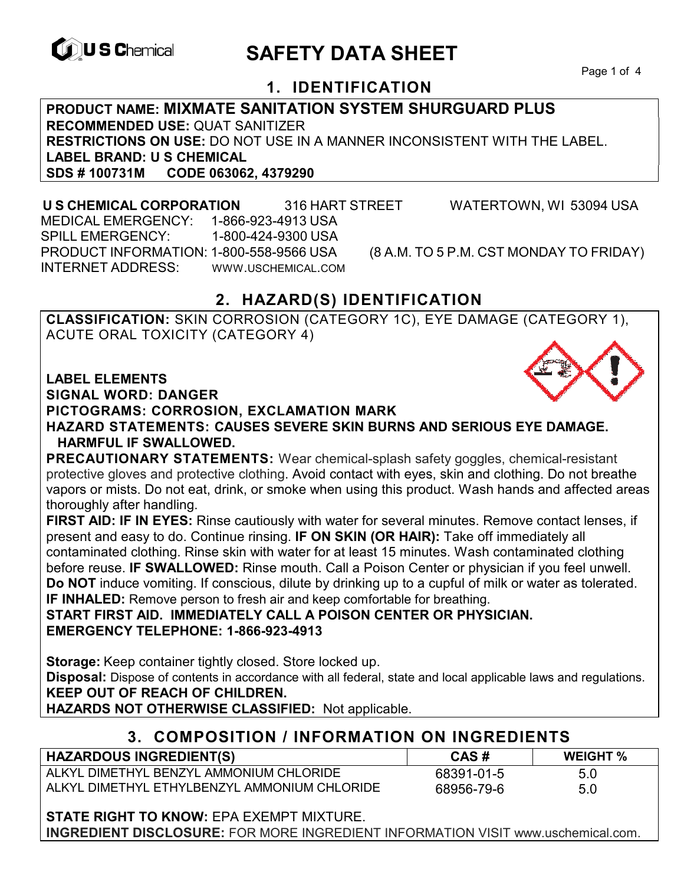U S Chemical

# SAFETY DATA SHEET

## 1. IDENTIFICATION

**PRODUCT NAME: MIXMATE SANITATION SYSTEM SHURGUARD PLUS**
**RECOMMENDED USE:** QUAT SANITIZER
**RESTRICTIONS ON USE:** DO NOT USE IN A MANNER INCONSISTENT WITH THE LABEL.
**LABEL BRAND: U S CHEMICAL**
**SDS # 100731M CODE 063062, 4379290**

**U S CHEMICAL CORPORATION** 316 HART STREET WATERTOWN, WI 53094 USA
MEDICAL EMERGENCY: 1-866-923-4913 USA
SPILL EMERGENCY: 1-800-424-9300 USA
PRODUCT INFORMATION: 1-800-558-9566 USA (8 A.M. TO 5 P.M. CST MONDAY TO FRIDAY)
INTERNET ADDRESS: WWW.USCHEMICAL.COM

## 2. HAZARD(S) IDENTIFICATION

**CLASSIFICATION:** SKIN CORROSION (CATEGORY 1C), EYE DAMAGE (CATEGORY 1), ACUTE ORAL TOXICITY (CATEGORY 4)

**LABEL ELEMENTS**
**SIGNAL WORD: DANGER**
**PICTOGRAMS: CORROSION, EXCLAMATION MARK**
**HAZARD STATEMENTS: CAUSES SEVERE SKIN BURNS AND SERIOUS EYE DAMAGE. HARMFUL IF SWALLOWED.**
**PRECAUTIONARY STATEMENTS:** Wear chemical-splash safety goggles, chemical-resistant protective gloves and protective clothing. Avoid contact with eyes, skin and clothing. Do not breathe vapors or mists. Do not eat, drink, or smoke when using this product. Wash hands and affected areas thoroughly after handling.
**FIRST AID: IF IN EYES:** Rinse cautiously with water for several minutes. Remove contact lenses, if present and easy to do. Continue rinsing. **IF ON SKIN (OR HAIR):** Take off immediately all contaminated clothing. Rinse skin with water for at least 15 minutes. Wash contaminated clothing before reuse. **IF SWALLOWED:** Rinse mouth. Call a Poison Center or physician if you feel unwell. **Do NOT** induce vomiting. If conscious, dilute by drinking up to a cupful of milk or water as tolerated. **IF INHALED:** Remove person to fresh air and keep comfortable for breathing.
**START FIRST AID. IMMEDIATELY CALL A POISON CENTER OR PHYSICIAN.**
**EMERGENCY TELEPHONE: 1-866-923-4913**

**Storage:** Keep container tightly closed. Store locked up.
**Disposal:** Dispose of contents in accordance with all federal, state and local applicable laws and regulations.
**KEEP OUT OF REACH OF CHILDREN.**
**HAZARDS NOT OTHERWISE CLASSIFIED:** Not applicable.

## 3. COMPOSITION / INFORMATION ON INGREDIENTS

| HAZARDOUS INGREDIENT(S) | CAS # | WEIGHT % |
|---|---|---|
| ALKYL DIMETHYL BENZYL AMMONIUM CHLORIDE | 68391-01-5 | 5.0 |
| ALKYL DIMETHYL ETHYLBENZYL AMMONIUM CHLORIDE | 68956-79-6 | 5.0 |

**STATE RIGHT TO KNOW:** EPA EXEMPT MIXTURE.
**INGREDIENT DISCLOSURE:** FOR MORE INGREDIENT INFORMATION VISIT www.uschemical.com.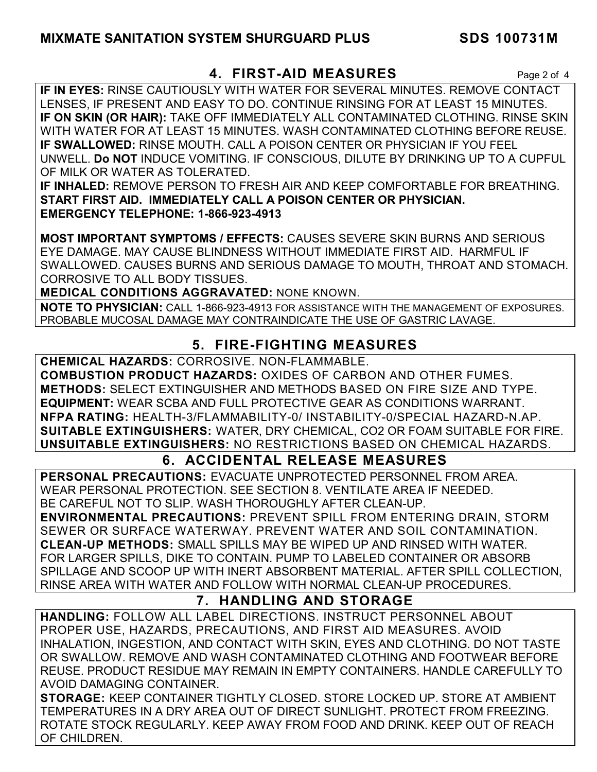## 4. FIRST-AID MEASURES

**IF IN EYES:** RINSE CAUTIOUSLY WITH WATER FOR SEVERAL MINUTES. REMOVE CONTACT LENSES, IF PRESENT AND EASY TO DO. CONTINUE RINSING FOR AT LEAST 15 MINUTES.
**IF ON SKIN (OR HAIR):** TAKE OFF IMMEDIATELY ALL CONTAMINATED CLOTHING. RINSE SKIN WITH WATER FOR AT LEAST 15 MINUTES. WASH CONTAMINATED CLOTHING BEFORE REUSE.
**IF SWALLOWED:** RINSE MOUTH. CALL A POISON CENTER OR PHYSICIAN IF YOU FEEL UNWELL. **Do NOT** INDUCE VOMITING. IF CONSCIOUS, DILUTE BY DRINKING UP TO A CUPFUL OF MILK OR WATER AS TOLERATED.
**IF INHALED:** REMOVE PERSON TO FRESH AIR AND KEEP COMFORTABLE FOR BREATHING.
**START FIRST AID. IMMEDIATELY CALL A POISON CENTER OR PHYSICIAN.**
**EMERGENCY TELEPHONE: 1-866-923-4913**

**MOST IMPORTANT SYMPTOMS / EFFECTS:** CAUSES SEVERE SKIN BURNS AND SERIOUS EYE DAMAGE. MAY CAUSE BLINDNESS WITHOUT IMMEDIATE FIRST AID. HARMFUL IF SWALLOWED. CAUSES BURNS AND SERIOUS DAMAGE TO MOUTH, THROAT AND STOMACH. CORROSIVE TO ALL BODY TISSUES.
**MEDICAL CONDITIONS AGGRAVATED:** NONE KNOWN.

**NOTE TO PHYSICIAN:** CALL 1-866-923-4913 FOR ASSISTANCE WITH THE MANAGEMENT OF EXPOSURES. PROBABLE MUCOSAL DAMAGE MAY CONTRAINDICATE THE USE OF GASTRIC LAVAGE.

## 5. FIRE-FIGHTING MEASURES

**CHEMICAL HAZARDS:** CORROSIVE. NON-FLAMMABLE.
**COMBUSTION PRODUCT HAZARDS:** OXIDES OF CARBON AND OTHER FUMES.
**METHODS:** SELECT EXTINGUISHER AND METHODS BASED ON FIRE SIZE AND TYPE.
**EQUIPMENT:** WEAR SCBA AND FULL PROTECTIVE GEAR AS CONDITIONS WARRANT.
**NFPA RATING:** HEALTH-3/FLAMMABILITY-0/ INSTABILITY-0/SPECIAL HAZARD-N.AP.
**SUITABLE EXTINGUISHERS:** WATER, DRY CHEMICAL, CO2 OR FOAM SUITABLE FOR FIRE.
**UNSUITABLE EXTINGUISHERS:** NO RESTRICTIONS BASED ON CHEMICAL HAZARDS.

## 6. ACCIDENTAL RELEASE MEASURES

**PERSONAL PRECAUTIONS:** EVACUATE UNPROTECTED PERSONNEL FROM AREA. WEAR PERSONAL PROTECTION. SEE SECTION 8. VENTILATE AREA IF NEEDED. BE CAREFUL NOT TO SLIP. WASH THOROUGHLY AFTER CLEAN-UP.
**ENVIRONMENTAL PRECAUTIONS:** PREVENT SPILL FROM ENTERING DRAIN, STORM SEWER OR SURFACE WATERWAY. PREVENT WATER AND SOIL CONTAMINATION.
**CLEAN-UP METHODS:** SMALL SPILLS MAY BE WIPED UP AND RINSED WITH WATER. FOR LARGER SPILLS, DIKE TO CONTAIN. PUMP TO LABELED CONTAINER OR ABSORB SPILLAGE AND SCOOP UP WITH INERT ABSORBENT MATERIAL. AFTER SPILL COLLECTION, RINSE AREA WITH WATER AND FOLLOW WITH NORMAL CLEAN-UP PROCEDURES.

## 7. HANDLING AND STORAGE

**HANDLING:** FOLLOW ALL LABEL DIRECTIONS. INSTRUCT PERSONNEL ABOUT PROPER USE, HAZARDS, PRECAUTIONS, AND FIRST AID MEASURES. AVOID INHALATION, INGESTION, AND CONTACT WITH SKIN, EYES AND CLOTHING. DO NOT TASTE OR SWALLOW. REMOVE AND WASH CONTAMINATED CLOTHING AND FOOTWEAR BEFORE REUSE. PRODUCT RESIDUE MAY REMAIN IN EMPTY CONTAINERS. HANDLE CAREFULLY TO AVOID DAMAGING CONTAINER.
**STORAGE:** KEEP CONTAINER TIGHTLY CLOSED. STORE LOCKED UP. STORE AT AMBIENT TEMPERATURES IN A DRY AREA OUT OF DIRECT SUNLIGHT. PROTECT FROM FREEZING. ROTATE STOCK REGULARLY. KEEP AWAY FROM FOOD AND DRINK. KEEP OUT OF REACH OF CHILDREN.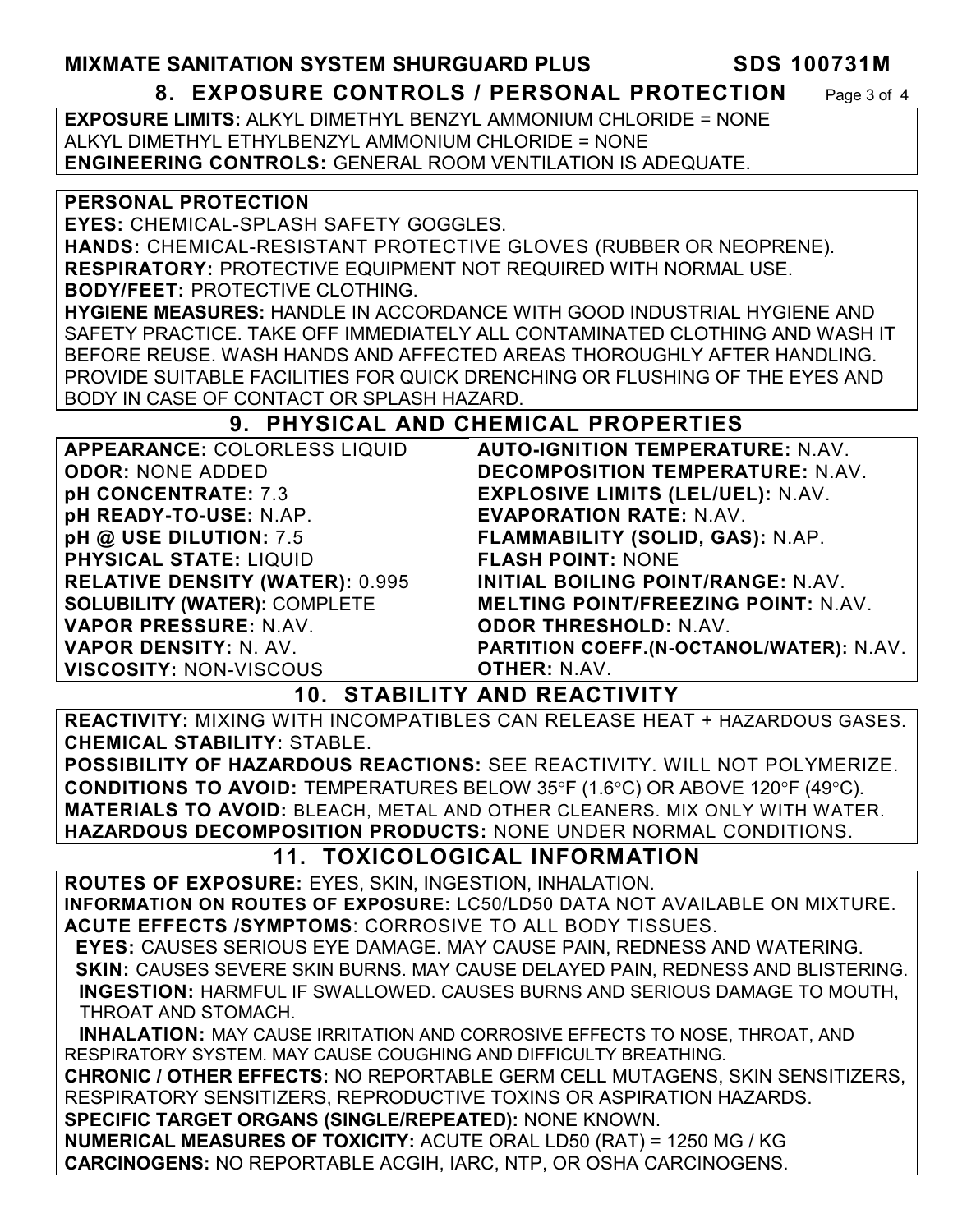# 8. EXPOSURE CONTROLS / PERSONAL PROTECTION

**EXPOSURE LIMITS:** ALKYL DIMETHYL BENZYL AMMONIUM CHLORIDE = NONE
ALKYL DIMETHYL ETHYLBENZYL AMMONIUM CHLORIDE = NONE
**ENGINEERING CONTROLS:** GENERAL ROOM VENTILATION IS ADEQUATE.

**PERSONAL PROTECTION**
**EYES:** CHEMICAL-SPLASH SAFETY GOGGLES.
**HANDS:** CHEMICAL-RESISTANT PROTECTIVE GLOVES (RUBBER OR NEOPRENE).
**RESPIRATORY:** PROTECTIVE EQUIPMENT NOT REQUIRED WITH NORMAL USE.
**BODY/FEET:** PROTECTIVE CLOTHING.
**HYGIENE MEASURES:** HANDLE IN ACCORDANCE WITH GOOD INDUSTRIAL HYGIENE AND SAFETY PRACTICE. TAKE OFF IMMEDIATELY ALL CONTAMINATED CLOTHING AND WASH IT BEFORE REUSE. WASH HANDS AND AFFECTED AREAS THOROUGHLY AFTER HANDLING. PROVIDE SUITABLE FACILITIES FOR QUICK DRENCHING OR FLUSHING OF THE EYES AND BODY IN CASE OF CONTACT OR SPLASH HAZARD.

# 9. PHYSICAL AND CHEMICAL PROPERTIES

**APPEARANCE:** COLORLESS LIQUID
**ODOR:** NONE ADDED
**pH CONCENTRATE:** 7.3
**pH READY-TO-USE:** N.AP.
**pH @ USE DILUTION:** 7.5
**PHYSICAL STATE:** LIQUID
**RELATIVE DENSITY (WATER):** 0.995
**SOLUBILITY (WATER):** COMPLETE
**VAPOR PRESSURE:** N.AV.
**VAPOR DENSITY:** N. AV.
**VISCOSITY:** NON-VISCOUS
**AUTO-IGNITION TEMPERATURE:** N.AV.
**DECOMPOSITION TEMPERATURE:** N.AV.
**EXPLOSIVE LIMITS (LEL/UEL):** N.AV.
**EVAPORATION RATE:** N.AV.
**FLAMMABILITY (SOLID, GAS):** N.AP.
**FLASH POINT:** NONE
**INITIAL BOILING POINT/RANGE:** N.AV.
**MELTING POINT/FREEZING POINT:** N.AV.
**ODOR THRESHOLD:** N.AV.
**PARTITION COEFF.(N-OCTANOL/WATER):** N.AV.
**OTHER:** N.AV.

# 10. STABILITY AND REACTIVITY

**REACTIVITY:** MIXING WITH INCOMPATIBLES CAN RELEASE HEAT + HAZARDOUS GASES.
**CHEMICAL STABILITY:** STABLE.
**POSSIBILITY OF HAZARDOUS REACTIONS:** SEE REACTIVITY. WILL NOT POLYMERIZE.
**CONDITIONS TO AVOID:** TEMPERATURES BELOW 35°F (1.6°C) OR ABOVE 120°F (49°C).
**MATERIALS TO AVOID:** BLEACH, METAL AND OTHER CLEANERS. MIX ONLY WITH WATER.
**HAZARDOUS DECOMPOSITION PRODUCTS:** NONE UNDER NORMAL CONDITIONS.

# 11. TOXICOLOGICAL INFORMATION

**ROUTES OF EXPOSURE:** EYES, SKIN, INGESTION, INHALATION.
**INFORMATION ON ROUTES OF EXPOSURE:** LC50/LD50 DATA NOT AVAILABLE ON MIXTURE.
**ACUTE EFFECTS /SYMPTOMS**: CORROSIVE TO ALL BODY TISSUES.
**EYES:** CAUSES SERIOUS EYE DAMAGE. MAY CAUSE PAIN, REDNESS AND WATERING.
**SKIN:** CAUSES SEVERE SKIN BURNS. MAY CAUSE DELAYED PAIN, REDNESS AND BLISTERING.
**INGESTION:** HARMFUL IF SWALLOWED. CAUSES BURNS AND SERIOUS DAMAGE TO MOUTH, THROAT AND STOMACH.
**INHALATION:** MAY CAUSE IRRITATION AND CORROSIVE EFFECTS TO NOSE, THROAT, AND RESPIRATORY SYSTEM. MAY CAUSE COUGHING AND DIFFICULTY BREATHING.
**CHRONIC / OTHER EFFECTS:** NO REPORTABLE GERM CELL MUTAGENS, SKIN SENSITIZERS, RESPIRATORY SENSITIZERS, REPRODUCTIVE TOXINS OR ASPIRATION HAZARDS.
**SPECIFIC TARGET ORGANS (SINGLE/REPEATED):** NONE KNOWN.
**NUMERICAL MEASURES OF TOXICITY:** ACUTE ORAL LD50 (RAT) = 1250 MG / KG
**CARCINOGENS:** NO REPORTABLE ACGIH, IARC, NTP, OR OSHA CARCINOGENS.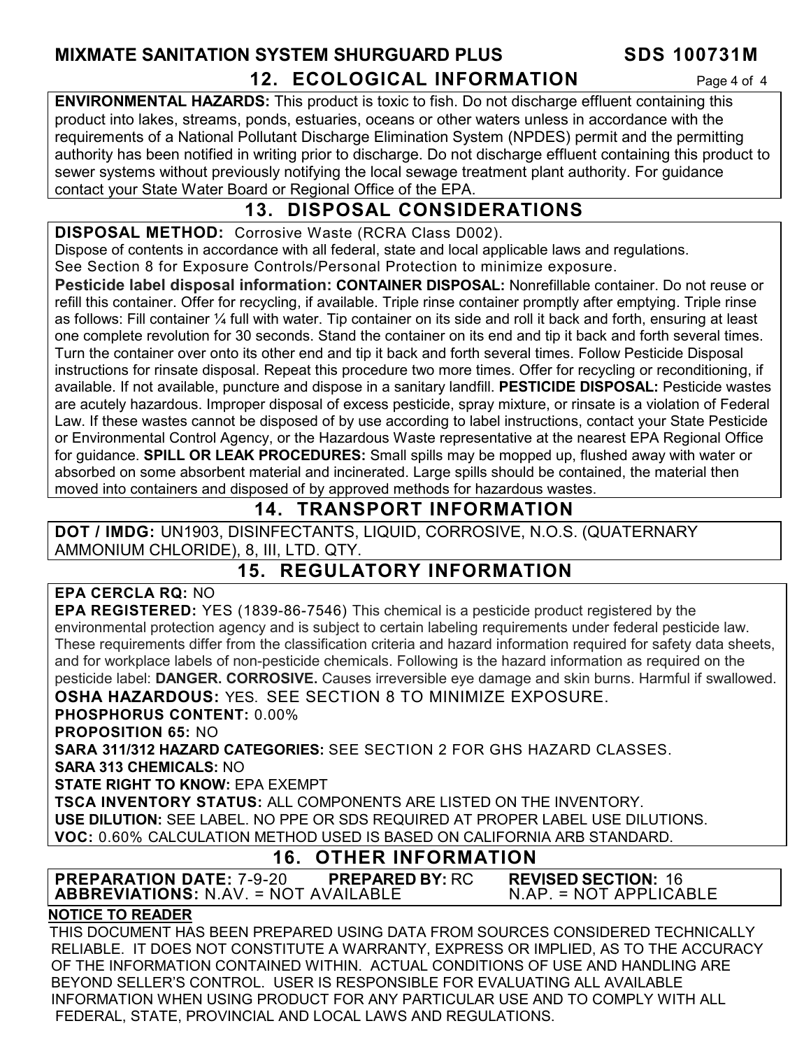## 12. ECOLOGICAL INFORMATION

**ENVIRONMENTAL HAZARDS:** This product is toxic to fish. Do not discharge effluent containing this product into lakes, streams, ponds, estuaries, oceans or other waters unless in accordance with the requirements of a National Pollutant Discharge Elimination System (NPDES) permit and the permitting authority has been notified in writing prior to discharge. Do not discharge effluent containing this product to sewer systems without previously notifying the local sewage treatment plant authority. For guidance contact your State Water Board or Regional Office of the EPA.

## 13. DISPOSAL CONSIDERATIONS

**DISPOSAL METHOD:** Corrosive Waste (RCRA Class D002).
Dispose of contents in accordance with all federal, state and local applicable laws and regulations.
See Section 8 for Exposure Controls/Personal Protection to minimize exposure.

**Pesticide label disposal information: CONTAINER DISPOSAL:** Nonrefillable container. Do not reuse or refill this container. Offer for recycling, if available. Triple rinse container promptly after emptying. Triple rinse as follows: Fill container ¼ full with water. Tip container on its side and roll it back and forth, ensuring at least one complete revolution for 30 seconds. Stand the container on its end and tip it back and forth several times. Turn the container over onto its other end and tip it back and forth several times. Follow Pesticide Disposal instructions for rinsate disposal. Repeat this procedure two more times. Offer for recycling or reconditioning, if available. If not available, puncture and dispose in a sanitary landfill. **PESTICIDE DISPOSAL:** Pesticide wastes are acutely hazardous. Improper disposal of excess pesticide, spray mixture, or rinsate is a violation of Federal Law. If these wastes cannot be disposed of by use according to label instructions, contact your State Pesticide or Environmental Control Agency, or the Hazardous Waste representative at the nearest EPA Regional Office for guidance. **SPILL OR LEAK PROCEDURES:** Small spills may be mopped up, flushed away with water or absorbed on some absorbent material and incinerated. Large spills should be contained, the material then moved into containers and disposed of by approved methods for hazardous wastes.

## 14. TRANSPORT INFORMATION

**DOT / IMDG:** UN1903, DISINFECTANTS, LIQUID, CORROSIVE, N.O.S. (QUATERNARY AMMONIUM CHLORIDE), 8, III, LTD. QTY.

## 15. REGULATORY INFORMATION

**EPA CERCLA RQ:** NO
**EPA REGISTERED:** YES (1839-86-7546) This chemical is a pesticide product registered by the environmental protection agency and is subject to certain labeling requirements under federal pesticide law. These requirements differ from the classification criteria and hazard information required for safety data sheets, and for workplace labels of non-pesticide chemicals. Following is the hazard information as required on the pesticide label: **DANGER. CORROSIVE.** Causes irreversible eye damage and skin burns. Harmful if swallowed.
**OSHA HAZARDOUS:** YES. SEE SECTION 8 TO MINIMIZE EXPOSURE.
**PHOSPHORUS CONTENT:** 0.00%
**PROPOSITION 65:** NO
**SARA 311/312 HAZARD CATEGORIES:** SEE SECTION 2 FOR GHS HAZARD CLASSES.
**SARA 313 CHEMICALS:** NO
**STATE RIGHT TO KNOW:** EPA EXEMPT
**TSCA INVENTORY STATUS:** ALL COMPONENTS ARE LISTED ON THE INVENTORY.
**USE DILUTION:** SEE LABEL. NO PPE OR SDS REQUIRED AT PROPER LABEL USE DILUTIONS.
**VOC:** 0.60% CALCULATION METHOD USED IS BASED ON CALIFORNIA ARB STANDARD.

## 16. OTHER INFORMATION

**PREPARATION DATE:** 7-9-20 **PREPARED BY:** RC **REVISED SECTION:** 16
**ABBREVIATIONS:** N.AV. = NOT AVAILABLE N.AP. = NOT APPLICABLE

**NOTICE TO READER**

THIS DOCUMENT HAS BEEN PREPARED USING DATA FROM SOURCES CONSIDERED TECHNICALLY RELIABLE. IT DOES NOT CONSTITUTE A WARRANTY, EXPRESS OR IMPLIED, AS TO THE ACCURACY OF THE INFORMATION CONTAINED WITHIN. ACTUAL CONDITIONS OF USE AND HANDLING ARE BEYOND SELLER'S CONTROL. USER IS RESPONSIBLE FOR EVALUATING ALL AVAILABLE INFORMATION WHEN USING PRODUCT FOR ANY PARTICULAR USE AND TO COMPLY WITH ALL FEDERAL, STATE, PROVINCIAL AND LOCAL LAWS AND REGULATIONS.